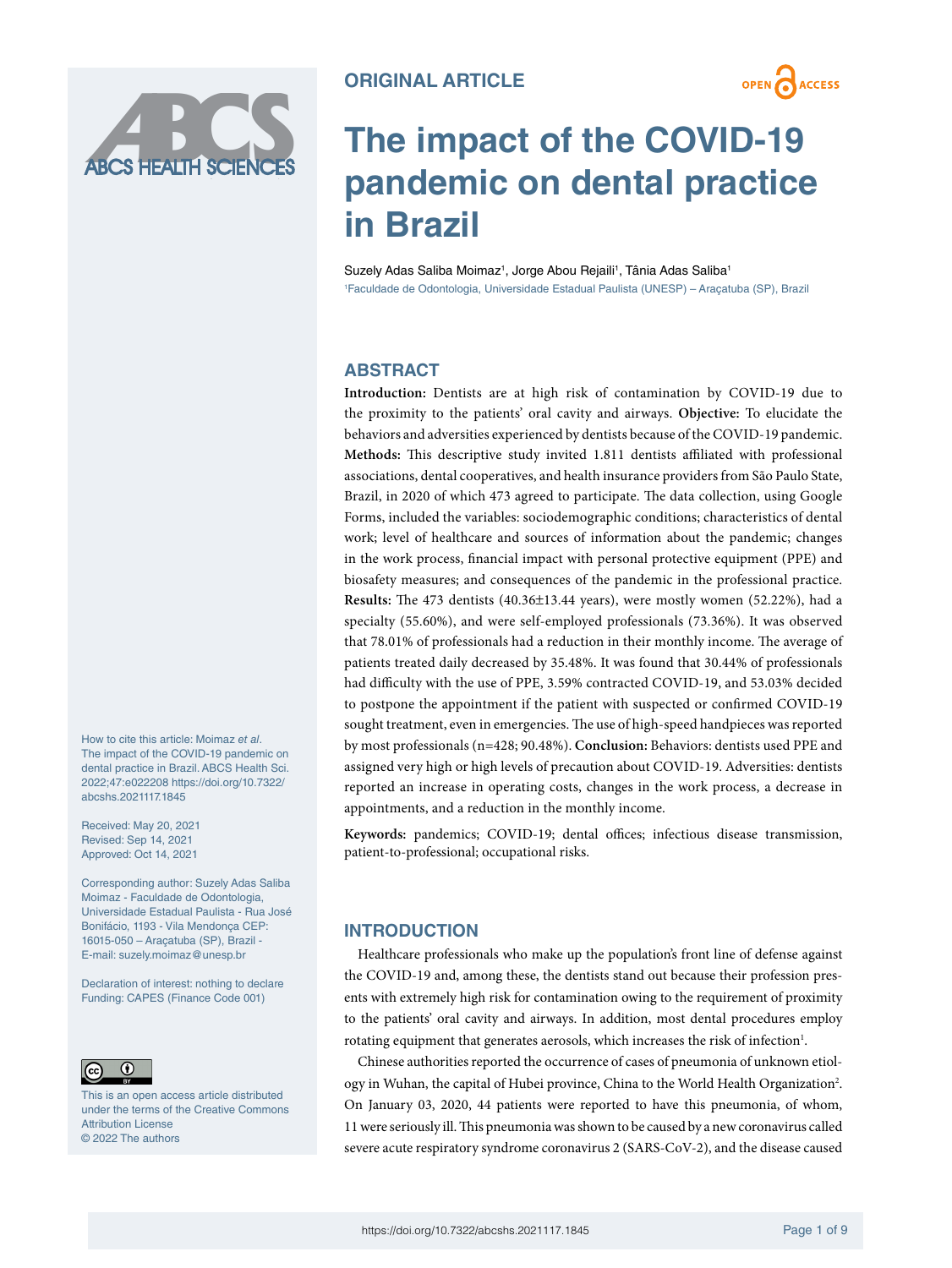ORIGINAL ARTICLE

# The impact of the COVID-19 pandemic on dental practice in Brazil

Suzely Adas Saliba Moimaz[1], Jorge Abou Rejaili[1], Tânia Adas Saliba[1]

[1]Faculdade de Odontologia, Universidade Estadual Paulista (UNESP) – Araçatuba (SP), Brazil

## ABSTRACT

**Introduction:** Dentists are at high risk of contamination by COVID-19 due to the proximity to the patients' oral cavity and airways. **Objective:** To elucidate the behaviors and adversities experienced by dentists because of the COVID-19 pandemic. **Methods:** This descriptive study invited 1.811 dentists affiliated with professional associations, dental cooperatives, and health insurance providers from São Paulo State, Brazil, in 2020 of which 473 agreed to participate. The data collection, using Google Forms, included the variables: sociodemographic conditions; characteristics of dental work; level of healthcare and sources of information about the pandemic; changes in the work process, financial impact with personal protective equipment (PPE) and biosafety measures; and consequences of the pandemic in the professional practice. **Results:** The 473 dentists (40.36±13.44 years), were mostly women (52.22%), had a specialty (55.60%), and were self-employed professionals (73.36%). It was observed that 78.01% of professionals had a reduction in their monthly income. The average of patients treated daily decreased by 35.48%. It was found that 30.44% of professionals had difficulty with the use of PPE, 3.59% contracted COVID-19, and 53.03% decided to postpone the appointment if the patient with suspected or confirmed COVID-19 sought treatment, even in emergencies. The use of high-speed handpieces was reported by most professionals (n=428; 90.48%). **Conclusion:** Behaviors: dentists used PPE and assigned very high or high levels of precaution about COVID-19. Adversities: dentists reported an increase in operating costs, changes in the work process, a decrease in appointments, and a reduction in the monthly income.

**Keywords:** pandemics; COVID-19; dental offices; infectious disease transmission, patient-to-professional; occupational risks.

How to cite this article: Moimaz *et al*. The impact of the COVID-19 pandemic on dental practice in Brazil. ABCS Health Sci. 2022;47:e022208 https://doi.org/10.7322/abcshs.2021117.1845

Received: May 20, 2021
Revised: Sep 14, 2021
Approved: Oct 14, 2021

Corresponding author: Suzely Adas Saliba Moimaz - Faculdade de Odontologia, Universidade Estadual Paulista - Rua José Bonifácio, 1193 - Vila Mendonça CEP: 16015-050 – Araçatuba (SP), Brazil - E-mail: suzely.moimaz@unesp.br

Declaration of interest: nothing to declare
Funding: CAPES (Finance Code 001)

This is an open access article distributed under the terms of the Creative Commons Attribution License
© 2022 The authors

## INTRODUCTION

Healthcare professionals who make up the population's front line of defense against the COVID-19 and, among these, the dentists stand out because their profession presents with extremely high risk for contamination owing to the requirement of proximity to the patients' oral cavity and airways. In addition, most dental procedures employ rotating equipment that generates aerosols, which increases the risk of infection[1].

Chinese authorities reported the occurrence of cases of pneumonia of unknown etiology in Wuhan, the capital of Hubei province, China to the World Health Organization[2]. On January 03, 2020, 44 patients were reported to have this pneumonia, of whom, 11 were seriously ill. This pneumonia was shown to be caused by a new coronavirus called severe acute respiratory syndrome coronavirus 2 (SARS-CoV-2), and the disease caused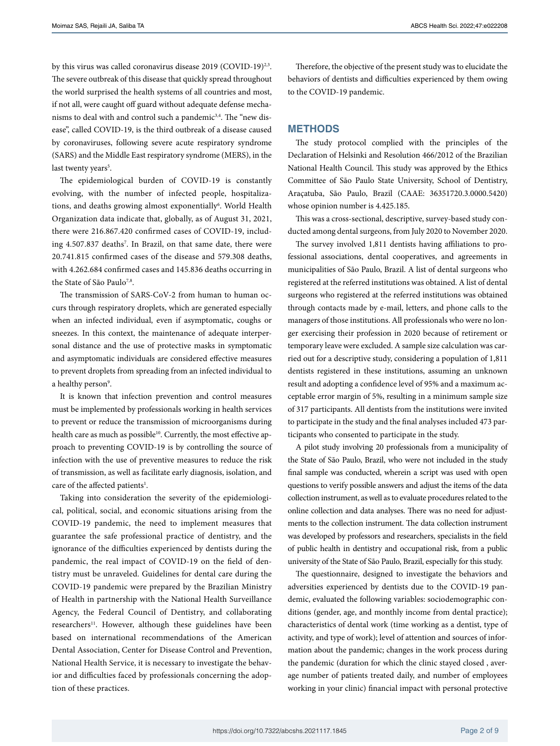by this virus was called coronavirus disease 2019 (COVID-19)[2,3]. The severe outbreak of this disease that quickly spread throughout the world surprised the health systems of all countries and most, if not all, were caught off guard without adequate defense mechanisms to deal with and control such a pandemic[3,4]. The "new disease", called COVID-19, is the third outbreak of a disease caused by coronaviruses, following severe acute respiratory syndrome (SARS) and the Middle East respiratory syndrome (MERS), in the last twenty years[5].

The epidemiological burden of COVID-19 is constantly evolving, with the number of infected people, hospitalizations, and deaths growing almost exponentially[6]. World Health Organization data indicate that, globally, as of August 31, 2021, there were 216.867.420 confirmed cases of COVID-19, including 4.507.837 deaths[7]. In Brazil, on that same date, there were 20.741.815 confirmed cases of the disease and 579.308 deaths, with 4.262.684 confirmed cases and 145.836 deaths occurring in the State of São Paulo[7,8].

The transmission of SARS-CoV-2 from human to human occurs through respiratory droplets, which are generated especially when an infected individual, even if asymptomatic, coughs or sneezes. In this context, the maintenance of adequate interpersonal distance and the use of protective masks in symptomatic and asymptomatic individuals are considered effective measures to prevent droplets from spreading from an infected individual to a healthy person[9].

It is known that infection prevention and control measures must be implemented by professionals working in health services to prevent or reduce the transmission of microorganisms during health care as much as possible[10]. Currently, the most effective approach to preventing COVID-19 is by controlling the source of infection with the use of preventive measures to reduce the risk of transmission, as well as facilitate early diagnosis, isolation, and care of the affected patients[1].

Taking into consideration the severity of the epidemiological, political, social, and economic situations arising from the COVID-19 pandemic, the need to implement measures that guarantee the safe professional practice of dentistry, and the ignorance of the difficulties experienced by dentists during the pandemic, the real impact of COVID-19 on the field of dentistry must be unraveled. Guidelines for dental care during the COVID-19 pandemic were prepared by the Brazilian Ministry of Health in partnership with the National Health Surveillance Agency, the Federal Council of Dentistry, and collaborating researchers[11]. However, although these guidelines have been based on international recommendations of the American Dental Association, Center for Disease Control and Prevention, National Health Service, it is necessary to investigate the behavior and difficulties faced by professionals concerning the adoption of these practices.

Therefore, the objective of the present study was to elucidate the behaviors of dentists and difficulties experienced by them owing to the COVID-19 pandemic.

## METHODS

The study protocol complied with the principles of the Declaration of Helsinki and Resolution 466/2012 of the Brazilian National Health Council. This study was approved by the Ethics Committee of São Paulo State University, School of Dentistry, Araçatuba, São Paulo, Brazil (CAAE: 36351720.3.0000.5420) whose opinion number is 4.425.185.

This was a cross-sectional, descriptive, survey-based study conducted among dental surgeons, from July 2020 to November 2020.

The survey involved 1,811 dentists having affiliations to professional associations, dental cooperatives, and agreements in municipalities of São Paulo, Brazil. A list of dental surgeons who registered at the referred institutions was obtained. A list of dental surgeons who registered at the referred institutions was obtained through contacts made by e-mail, letters, and phone calls to the managers of those institutions. All professionals who were no longer exercising their profession in 2020 because of retirement or temporary leave were excluded. A sample size calculation was carried out for a descriptive study, considering a population of 1,811 dentists registered in these institutions, assuming an unknown result and adopting a confidence level of 95% and a maximum acceptable error margin of 5%, resulting in a minimum sample size of 317 participants. All dentists from the institutions were invited to participate in the study and the final analyses included 473 participants who consented to participate in the study.

A pilot study involving 20 professionals from a municipality of the State of São Paulo, Brazil, who were not included in the study final sample was conducted, wherein a script was used with open questions to verify possible answers and adjust the items of the data collection instrument, as well as to evaluate procedures related to the online collection and data analyses. There was no need for adjustments to the collection instrument. The data collection instrument was developed by professors and researchers, specialists in the field of public health in dentistry and occupational risk, from a public university of the State of São Paulo, Brazil, especially for this study.

The questionnaire, designed to investigate the behaviors and adversities experienced by dentists due to the COVID-19 pandemic, evaluated the following variables: sociodemographic conditions (gender, age, and monthly income from dental practice); characteristics of dental work (time working as a dentist, type of activity, and type of work); level of attention and sources of information about the pandemic; changes in the work process during the pandemic (duration for which the clinic stayed closed , average number of patients treated daily, and number of employees working in your clinic) financial impact with personal protective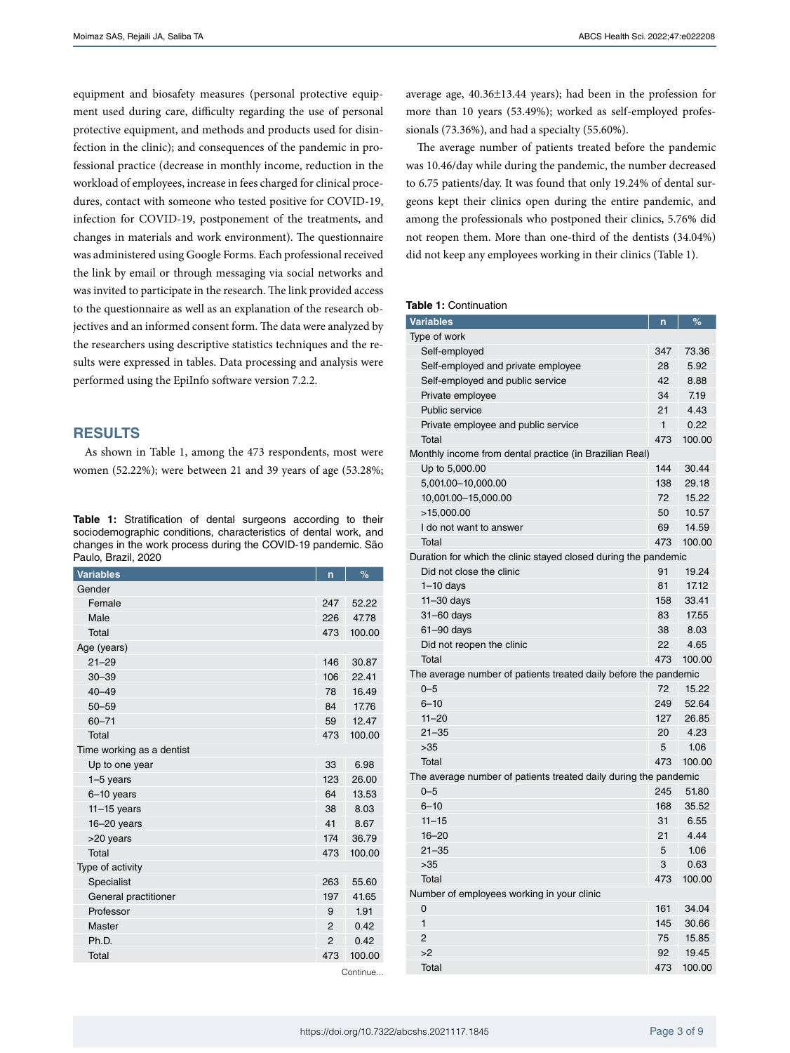equipment and biosafety measures (personal protective equipment used during care, difficulty regarding the use of personal protective equipment, and methods and products used for disinfection in the clinic); and consequences of the pandemic in professional practice (decrease in monthly income, reduction in the workload of employees, increase in fees charged for clinical procedures, contact with someone who tested positive for COVID-19, infection for COVID-19, postponement of the treatments, and changes in materials and work environment). The questionnaire was administered using Google Forms. Each professional received the link by email or through messaging via social networks and was invited to participate in the research. The link provided access to the questionnaire as well as an explanation of the research objectives and an informed consent form. The data were analyzed by the researchers using descriptive statistics techniques and the results were expressed in tables. Data processing and analysis were performed using the EpiInfo software version 7.2.2.

## RESULTS

As shown in Table 1, among the 473 respondents, most were women (52.22%); were between 21 and 39 years of age (53.28%; average age, 40.36±13.44 years); had been in the profession for more than 10 years (53.49%); worked as self-employed professionals (73.36%), and had a specialty (55.60%).

The average number of patients treated before the pandemic was 10.46/day while during the pandemic, the number decreased to 6.75 patients/day. It was found that only 19.24% of dental surgeons kept their clinics open during the entire pandemic, and among the professionals who postponed their clinics, 5.76% did not reopen them. More than one-third of the dentists (34.04%) did not keep any employees working in their clinics (Table 1).

**Table 1:** Stratification of dental surgeons according to their sociodemographic conditions, characteristics of dental work, and changes in the work process during the COVID-19 pandemic. São Paulo, Brazil, 2020

| Variables | n | % |
|---|---|---|
| Gender | | |
| Female | 247 | 52.22 |
| Male | 226 | 47.78 |
| Total | 473 | 100.00 |
| Age (years) | | |
| 21–29 | 146 | 30.87 |
| 30–39 | 106 | 22.41 |
| 40–49 | 78 | 16.49 |
| 50–59 | 84 | 17.76 |
| 60–71 | 59 | 12.47 |
| Total | 473 | 100.00 |
| Time working as a dentist | | |
| Up to one year | 33 | 6.98 |
| 1–5 years | 123 | 26.00 |
| 6–10 years | 64 | 13.53 |
| 11–15 years | 38 | 8.03 |
| 16–20 years | 41 | 8.67 |
| >20 years | 174 | 36.79 |
| Total | 473 | 100.00 |
| Type of activity | | |
| Specialist | 263 | 55.60 |
| General practitioner | 197 | 41.65 |
| Professor | 9 | 1.91 |
| Master | 2 | 0.42 |
| Ph.D. | 2 | 0.42 |
| Total | 473 | 100.00 |
| Type of work | | |
| Self-employed | 347 | 73.36 |
| Self-employed and private employee | 28 | 5.92 |
| Self-employed and public service | 42 | 8.88 |
| Private employee | 34 | 7.19 |
| Public service | 21 | 4.43 |
| Private employee and public service | 1 | 0.22 |
| Total | 473 | 100.00 |
| Monthly income from dental practice (in Brazilian Real) | | |
| Up to 5,000.00 | 144 | 30.44 |
| 5,001.00–10,000.00 | 138 | 29.18 |
| 10,001.00–15,000.00 | 72 | 15.22 |
| >15,000.00 | 50 | 10.57 |
| I do not want to answer | 69 | 14.59 |
| Total | 473 | 100.00 |
| Duration for which the clinic stayed closed during the pandemic | | |
| Did not close the clinic | 91 | 19.24 |
| 1–10 days | 81 | 17.12 |
| 11–30 days | 158 | 33.41 |
| 31–60 days | 83 | 17.55 |
| 61–90 days | 38 | 8.03 |
| Did not reopen the clinic | 22 | 4.65 |
| Total | 473 | 100.00 |
| The average number of patients treated daily before the pandemic | | |
| 0–5 | 72 | 15.22 |
| 6–10 | 249 | 52.64 |
| 11–20 | 127 | 26.85 |
| 21–35 | 20 | 4.23 |
| >35 | 5 | 1.06 |
| Total | 473 | 100.00 |
| The average number of patients treated daily during the pandemic | | |
| 0–5 | 245 | 51.80 |
| 6–10 | 168 | 35.52 |
| 11–15 | 31 | 6.55 |
| 16–20 | 21 | 4.44 |
| 21–35 | 5 | 1.06 |
| >35 | 3 | 0.63 |
| Total | 473 | 100.00 |
| Number of employees working in your clinic | | |
| 0 | 161 | 34.04 |
| 1 | 145 | 30.66 |
| 2 | 75 | 15.85 |
| >2 | 92 | 19.45 |
| Total | 473 | 100.00 |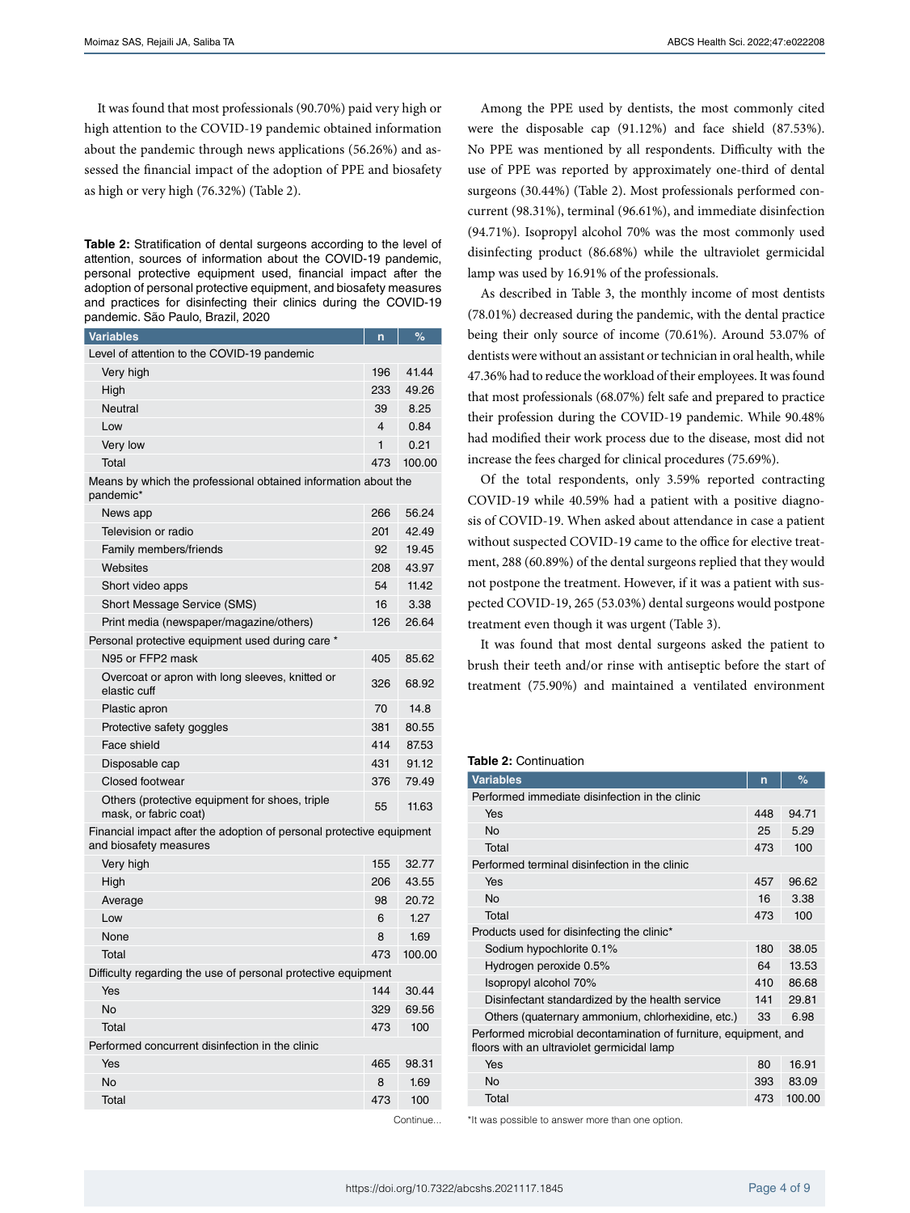It was found that most professionals (90.70%) paid very high or high attention to the COVID-19 pandemic obtained information about the pandemic through news applications (56.26%) and assessed the financial impact of the adoption of PPE and biosafety as high or very high (76.32%) (Table 2).

**Table 2:** Stratification of dental surgeons according to the level of attention, sources of information about the COVID-19 pandemic, personal protective equipment used, financial impact after the adoption of personal protective equipment, and biosafety measures and practices for disinfecting their clinics during the COVID-19 pandemic. São Paulo, Brazil, 2020

| Variables | n | % |
|---|---|---|
| Level of attention to the COVID-19 pandemic | | |
| Very high | 196 | 41.44 |
| High | 233 | 49.26 |
| Neutral | 39 | 8.25 |
| Low | 4 | 0.84 |
| Very low | 1 | 0.21 |
| Total | 473 | 100.00 |
| Means by which the professional obtained information about the pandemic* | | |
| News app | 266 | 56.24 |
| Television or radio | 201 | 42.49 |
| Family members/friends | 92 | 19.45 |
| Websites | 208 | 43.97 |
| Short video apps | 54 | 11.42 |
| Short Message Service (SMS) | 16 | 3.38 |
| Print media (newspaper/magazine/others) | 126 | 26.64 |
| Personal protective equipment used during care * | | |
| N95 or FFP2 mask | 405 | 85.62 |
| Overcoat or apron with long sleeves, knitted or elastic cuff | 326 | 68.92 |
| Plastic apron | 70 | 14.8 |
| Protective safety goggles | 381 | 80.55 |
| Face shield | 414 | 87.53 |
| Disposable cap | 431 | 91.12 |
| Closed footwear | 376 | 79.49 |
| Others (protective equipment for shoes, triple mask, or fabric coat) | 55 | 11.63 |
| Financial impact after the adoption of personal protective equipment and biosafety measures | | |
| Very high | 155 | 32.77 |
| High | 206 | 43.55 |
| Average | 98 | 20.72 |
| Low | 6 | 1.27 |
| None | 8 | 1.69 |
| Total | 473 | 100.00 |
| Difficulty regarding the use of personal protective equipment | | |
| Yes | 144 | 30.44 |
| No | 329 | 69.56 |
| Total | 473 | 100 |
| Performed concurrent disinfection in the clinic | | |
| Yes | 465 | 98.31 |
| No | 8 | 1.69 |
| Total | 473 | 100 |
| Performed immediate disinfection in the clinic | | |
| Yes | 448 | 94.71 |
| No | 25 | 5.29 |
| Total | 473 | 100 |
| Performed terminal disinfection in the clinic | | |
| Yes | 457 | 96.62 |
| No | 16 | 3.38 |
| Total | 473 | 100 |
| Products used for disinfecting the clinic* | | |
| Sodium hypochlorite 0.1% | 180 | 38.05 |
| Hydrogen peroxide 0.5% | 64 | 13.53 |
| Isopropyl alcohol 70% | 410 | 86.68 |
| Disinfectant standardized by the health service | 141 | 29.81 |
| Others (quaternary ammonium, chlorhexidine, etc.) | 33 | 6.98 |
| Performed microbial decontamination of furniture, equipment, and floors with an ultraviolet germicidal lamp | | |
| Yes | 80 | 16.91 |
| No | 393 | 83.09 |
| Total | 473 | 100.00 |

*It was possible to answer more than one option.

Among the PPE used by dentists, the most commonly cited were the disposable cap (91.12%) and face shield (87.53%). No PPE was mentioned by all respondents. Difficulty with the use of PPE was reported by approximately one-third of dental surgeons (30.44%) (Table 2). Most professionals performed concurrent (98.31%), terminal (96.61%), and immediate disinfection (94.71%). Isopropyl alcohol 70% was the most commonly used disinfecting product (86.68%) while the ultraviolet germicidal lamp was used by 16.91% of the professionals.

As described in Table 3, the monthly income of most dentists (78.01%) decreased during the pandemic, with the dental practice being their only source of income (70.61%). Around 53.07% of dentists were without an assistant or technician in oral health, while 47.36% had to reduce the workload of their employees. It was found that most professionals (68.07%) felt safe and prepared to practice their profession during the COVID-19 pandemic. While 90.48% had modified their work process due to the disease, most did not increase the fees charged for clinical procedures (75.69%).

Of the total respondents, only 3.59% reported contracting COVID-19 while 40.59% had a patient with a positive diagnosis of COVID-19. When asked about attendance in case a patient without suspected COVID-19 came to the office for elective treatment, 288 (60.89%) of the dental surgeons replied that they would not postpone the treatment. However, if it was a patient with suspected COVID-19, 265 (53.03%) dental surgeons would postpone treatment even though it was urgent (Table 3).

It was found that most dental surgeons asked the patient to brush their teeth and/or rinse with antiseptic before the start of treatment (75.90%) and maintained a ventilated environment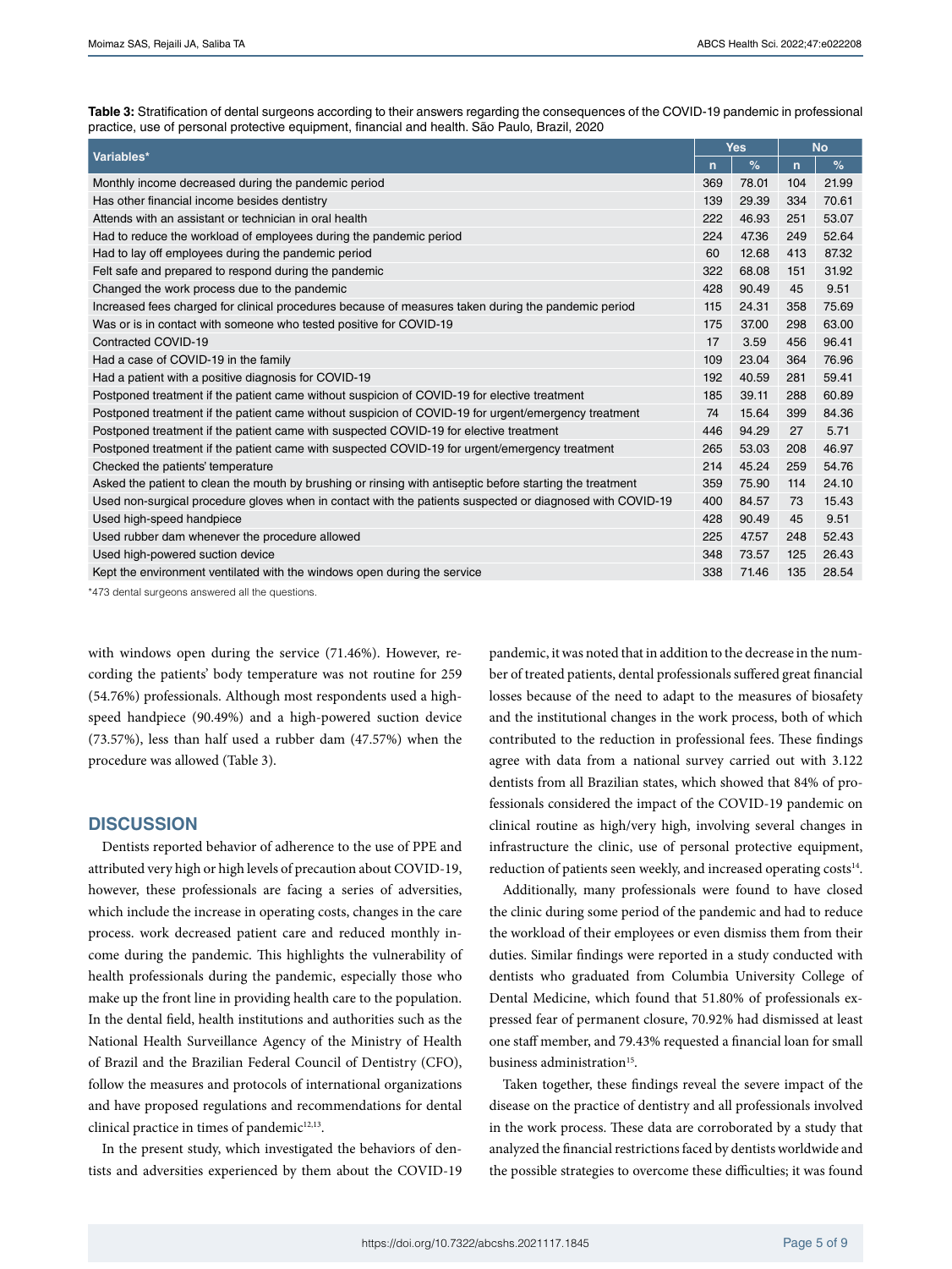**Table 3:** Stratification of dental surgeons according to their answers regarding the consequences of the COVID-19 pandemic in professional practice, use of personal protective equipment, financial and health. São Paulo, Brazil, 2020

| Variables* | Yes | | No | |
|---|---|---|---|---|
| | n | % | n | % |
| Monthly income decreased during the pandemic period | 369 | 78.01 | 104 | 21.99 |
| Has other financial income besides dentistry | 139 | 29.39 | 334 | 70.61 |
| Attends with an assistant or technician in oral health | 222 | 46.93 | 251 | 53.07 |
| Had to reduce the workload of employees during the pandemic period | 224 | 47.36 | 249 | 52.64 |
| Had to lay off employees during the pandemic period | 60 | 12.68 | 413 | 87.32 |
| Felt safe and prepared to respond during the pandemic | 322 | 68.08 | 151 | 31.92 |
| Changed the work process due to the pandemic | 428 | 90.49 | 45 | 9.51 |
| Increased fees charged for clinical procedures because of measures taken during the pandemic period | 115 | 24.31 | 358 | 75.69 |
| Was or is in contact with someone who tested positive for COVID-19 | 175 | 37.00 | 298 | 63.00 |
| Contracted COVID-19 | 17 | 3.59 | 456 | 96.41 |
| Had a case of COVID-19 in the family | 109 | 23.04 | 364 | 76.96 |
| Had a patient with a positive diagnosis for COVID-19 | 192 | 40.59 | 281 | 59.41 |
| Postponed treatment if the patient came without suspicion of COVID-19 for elective treatment | 185 | 39.11 | 288 | 60.89 |
| Postponed treatment if the patient came without suspicion of COVID-19 for urgent/emergency treatment | 74 | 15.64 | 399 | 84.36 |
| Postponed treatment if the patient came with suspected COVID-19 for elective treatment | 446 | 94.29 | 27 | 5.71 |
| Postponed treatment if the patient came with suspected COVID-19 for urgent/emergency treatment | 265 | 53.03 | 208 | 46.97 |
| Checked the patients' temperature | 214 | 45.24 | 259 | 54.76 |
| Asked the patient to clean the mouth by brushing or rinsing with antiseptic before starting the treatment | 359 | 75.90 | 114 | 24.10 |
| Used non-surgical procedure gloves when in contact with the patients suspected or diagnosed with COVID-19 | 400 | 84.57 | 73 | 15.43 |
| Used high-speed handpiece | 428 | 90.49 | 45 | 9.51 |
| Used rubber dam whenever the procedure allowed | 225 | 47.57 | 248 | 52.43 |
| Used high-powered suction device | 348 | 73.57 | 125 | 26.43 |
| Kept the environment ventilated with the windows open during the service | 338 | 71.46 | 135 | 28.54 |

*473 dental surgeons answered all the questions.

with windows open during the service (71.46%). However, recording the patients' body temperature was not routine for 259 (54.76%) professionals. Although most respondents used a high-speed handpiece (90.49%) and a high-powered suction device (73.57%), less than half used a rubber dam (47.57%) when the procedure was allowed (Table 3).

## DISCUSSION

Dentists reported behavior of adherence to the use of PPE and attributed very high or high levels of precaution about COVID-19, however, these professionals are facing a series of adversities, which include the increase in operating costs, changes in the care process. work decreased patient care and reduced monthly income during the pandemic. This highlights the vulnerability of health professionals during the pandemic, especially those who make up the front line in providing health care to the population. In the dental field, health institutions and authorities such as the National Health Surveillance Agency of the Ministry of Health of Brazil and the Brazilian Federal Council of Dentistry (CFO), follow the measures and protocols of international organizations and have proposed regulations and recommendations for dental clinical practice in times of pandemic[12,13].

In the present study, which investigated the behaviors of dentists and adversities experienced by them about the COVID-19 pandemic, it was noted that in addition to the decrease in the number of treated patients, dental professionals suffered great financial losses because of the need to adapt to the measures of biosafety and the institutional changes in the work process, both of which contributed to the reduction in professional fees. These findings agree with data from a national survey carried out with 3.122 dentists from all Brazilian states, which showed that 84% of professionals considered the impact of the COVID-19 pandemic on clinical routine as high/very high, involving several changes in infrastructure the clinic, use of personal protective equipment, reduction of patients seen weekly, and increased operating costs[14].

Additionally, many professionals were found to have closed the clinic during some period of the pandemic and had to reduce the workload of their employees or even dismiss them from their duties. Similar findings were reported in a study conducted with dentists who graduated from Columbia University College of Dental Medicine, which found that 51.80% of professionals expressed fear of permanent closure, 70.92% had dismissed at least one staff member, and 79.43% requested a financial loan for small business administration[15].

Taken together, these findings reveal the severe impact of the disease on the practice of dentistry and all professionals involved in the work process. These data are corroborated by a study that analyzed the financial restrictions faced by dentists worldwide and the possible strategies to overcome these difficulties; it was found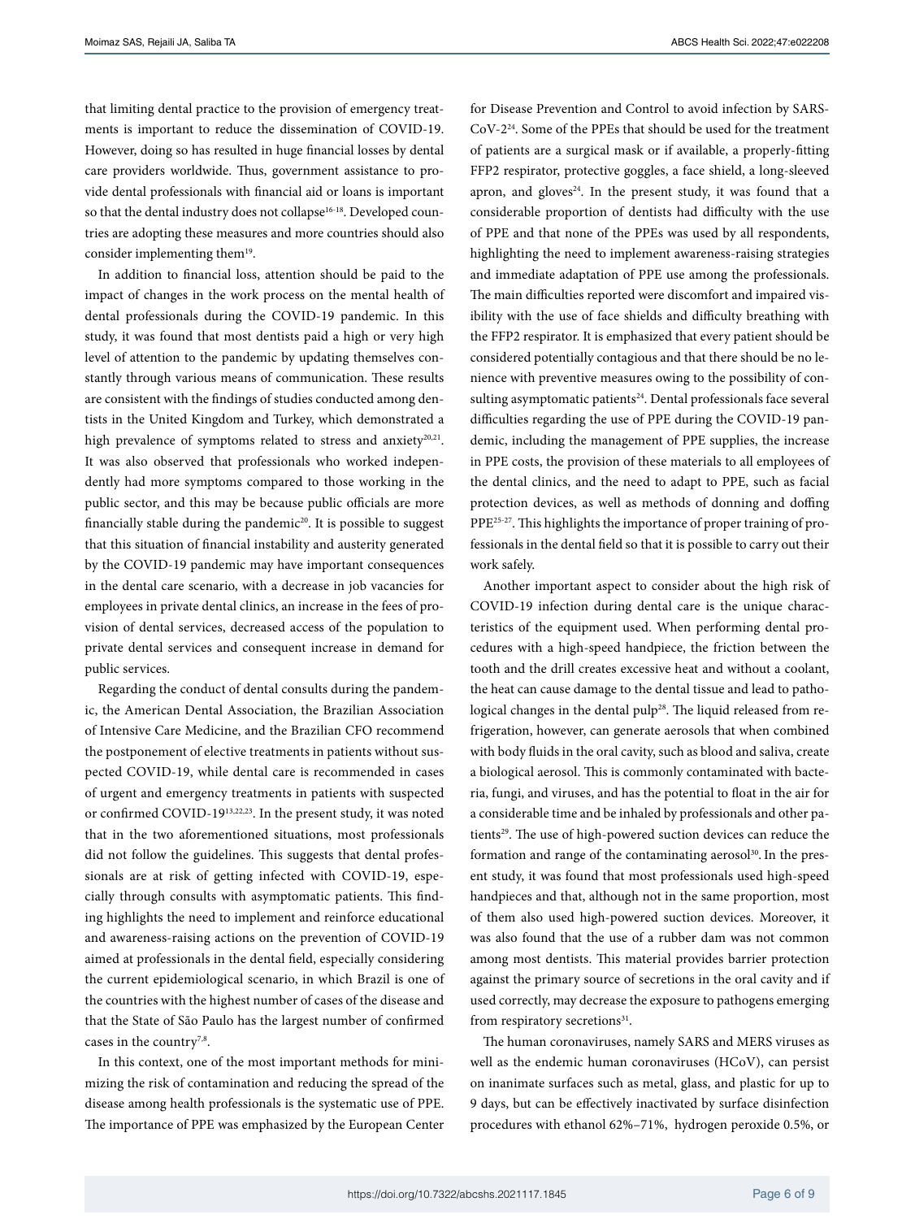that limiting dental practice to the provision of emergency treatments is important to reduce the dissemination of COVID-19. However, doing so has resulted in huge financial losses by dental care providers worldwide. Thus, government assistance to provide dental professionals with financial aid or loans is important so that the dental industry does not collapse[16-18]. Developed countries are adopting these measures and more countries should also consider implementing them[19].

In addition to financial loss, attention should be paid to the impact of changes in the work process on the mental health of dental professionals during the COVID-19 pandemic. In this study, it was found that most dentists paid a high or very high level of attention to the pandemic by updating themselves constantly through various means of communication. These results are consistent with the findings of studies conducted among dentists in the United Kingdom and Turkey, which demonstrated a high prevalence of symptoms related to stress and anxiety[20,21]. It was also observed that professionals who worked independently had more symptoms compared to those working in the public sector, and this may be because public officials are more financially stable during the pandemic[20]. It is possible to suggest that this situation of financial instability and austerity generated by the COVID-19 pandemic may have important consequences in the dental care scenario, with a decrease in job vacancies for employees in private dental clinics, an increase in the fees of provision of dental services, decreased access of the population to private dental services and consequent increase in demand for public services.

Regarding the conduct of dental consults during the pandemic, the American Dental Association, the Brazilian Association of Intensive Care Medicine, and the Brazilian CFO recommend the postponement of elective treatments in patients without suspected COVID-19, while dental care is recommended in cases of urgent and emergency treatments in patients with suspected or confirmed COVID-19[13,22,23]. In the present study, it was noted that in the two aforementioned situations, most professionals did not follow the guidelines. This suggests that dental professionals are at risk of getting infected with COVID-19, especially through consults with asymptomatic patients. This finding highlights the need to implement and reinforce educational and awareness-raising actions on the prevention of COVID-19 aimed at professionals in the dental field, especially considering the current epidemiological scenario, in which Brazil is one of the countries with the highest number of cases of the disease and that the State of São Paulo has the largest number of confirmed cases in the country[7,8].

In this context, one of the most important methods for minimizing the risk of contamination and reducing the spread of the disease among health professionals is the systematic use of PPE. The importance of PPE was emphasized by the European Center for Disease Prevention and Control to avoid infection by SARS-CoV-2[24]. Some of the PPEs that should be used for the treatment of patients are a surgical mask or if available, a properly-fitting FFP2 respirator, protective goggles, a face shield, a long-sleeved apron, and gloves[24]. In the present study, it was found that a considerable proportion of dentists had difficulty with the use of PPE and that none of the PPEs was used by all respondents, highlighting the need to implement awareness-raising strategies and immediate adaptation of PPE use among the professionals. The main difficulties reported were discomfort and impaired visibility with the use of face shields and difficulty breathing with the FFP2 respirator. It is emphasized that every patient should be considered potentially contagious and that there should be no lenience with preventive measures owing to the possibility of consulting asymptomatic patients[24]. Dental professionals face several difficulties regarding the use of PPE during the COVID-19 pandemic, including the management of PPE supplies, the increase in PPE costs, the provision of these materials to all employees of the dental clinics, and the need to adapt to PPE, such as facial protection devices, as well as methods of donning and doffing PPE[25-27]. This highlights the importance of proper training of professionals in the dental field so that it is possible to carry out their work safely.

Another important aspect to consider about the high risk of COVID-19 infection during dental care is the unique characteristics of the equipment used. When performing dental procedures with a high-speed handpiece, the friction between the tooth and the drill creates excessive heat and without a coolant, the heat can cause damage to the dental tissue and lead to pathological changes in the dental pulp[28]. The liquid released from refrigeration, however, can generate aerosols that when combined with body fluids in the oral cavity, such as blood and saliva, create a biological aerosol. This is commonly contaminated with bacteria, fungi, and viruses, and has the potential to float in the air for a considerable time and be inhaled by professionals and other patients[29]. The use of high-powered suction devices can reduce the formation and range of the contaminating aerosol[30]. In the present study, it was found that most professionals used high-speed handpieces and that, although not in the same proportion, most of them also used high-powered suction devices. Moreover, it was also found that the use of a rubber dam was not common among most dentists. This material provides barrier protection against the primary source of secretions in the oral cavity and if used correctly, may decrease the exposure to pathogens emerging from respiratory secretions[31].

The human coronaviruses, namely SARS and MERS viruses as well as the endemic human coronaviruses (HCoV), can persist on inanimate surfaces such as metal, glass, and plastic for up to 9 days, but can be effectively inactivated by surface disinfection procedures with ethanol 62%–71%, hydrogen peroxide 0.5%, or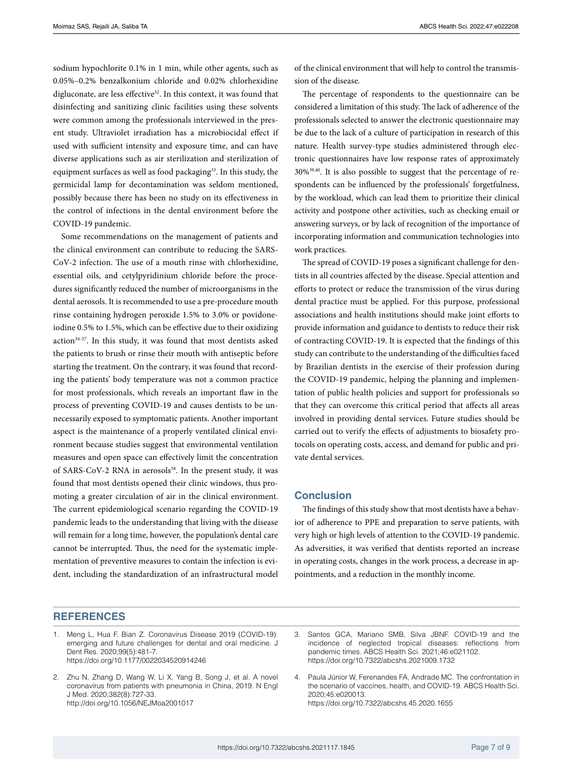sodium hypochlorite 0.1% in 1 min, while other agents, such as 0.05%–0.2% benzalkonium chloride and 0.02% chlorhexidine digluconate, are less effective[32]. In this context, it was found that disinfecting and sanitizing clinic facilities using these solvents were common among the professionals interviewed in the present study. Ultraviolet irradiation has a microbiocidal effect if used with sufficient intensity and exposure time, and can have diverse applications such as air sterilization and sterilization of equipment surfaces as well as food packaging[33]. In this study, the germicidal lamp for decontamination was seldom mentioned, possibly because there has been no study on its effectiveness in the control of infections in the dental environment before the COVID-19 pandemic.

Some recommendations on the management of patients and the clinical environment can contribute to reducing the SARS-CoV-2 infection. The use of a mouth rinse with chlorhexidine, essential oils, and cetylpyridinium chloride before the procedures significantly reduced the number of microorganisms in the dental aerosols. It is recommended to use a pre-procedure mouth rinse containing hydrogen peroxide 1.5% to 3.0% or povidone-iodine 0.5% to 1.5%, which can be effective due to their oxidizing action[34-37]. In this study, it was found that most dentists asked the patients to brush or rinse their mouth with antiseptic before starting the treatment. On the contrary, it was found that recording the patients' body temperature was not a common practice for most professionals, which reveals an important flaw in the process of preventing COVID-19 and causes dentists to be unnecessarily exposed to symptomatic patients. Another important aspect is the maintenance of a properly ventilated clinical environment because studies suggest that environmental ventilation measures and open space can effectively limit the concentration of SARS-CoV-2 RNA in aerosols[38]. In the present study, it was found that most dentists opened their clinic windows, thus promoting a greater circulation of air in the clinical environment. The current epidemiological scenario regarding the COVID-19 pandemic leads to the understanding that living with the disease will remain for a long time, however, the population's dental care cannot be interrupted. Thus, the need for the systematic implementation of preventive measures to contain the infection is evident, including the standardization of an infrastructural model of the clinical environment that will help to control the transmission of the disease.

The percentage of respondents to the questionnaire can be considered a limitation of this study. The lack of adherence of the professionals selected to answer the electronic questionnaire may be due to the lack of a culture of participation in research of this nature. Health survey-type studies administered through electronic questionnaires have low response rates of approximately 30%[39,40]. It is also possible to suggest that the percentage of respondents can be influenced by the professionals' forgetfulness, by the workload, which can lead them to prioritize their clinical activity and postpone other activities, such as checking email or answering surveys, or by lack of recognition of the importance of incorporating information and communication technologies into work practices.

The spread of COVID-19 poses a significant challenge for dentists in all countries affected by the disease. Special attention and efforts to protect or reduce the transmission of the virus during dental practice must be applied. For this purpose, professional associations and health institutions should make joint efforts to provide information and guidance to dentists to reduce their risk of contracting COVID-19. It is expected that the findings of this study can contribute to the understanding of the difficulties faced by Brazilian dentists in the exercise of their profession during the COVID-19 pandemic, helping the planning and implementation of public health policies and support for professionals so that they can overcome this critical period that affects all areas involved in providing dental services. Future studies should be carried out to verify the effects of adjustments to biosafety protocols on operating costs, access, and demand for public and private dental services.

## Conclusion

The findings of this study show that most dentists have a behavior of adherence to PPE and preparation to serve patients, with very high or high levels of attention to the COVID-19 pandemic. As adversities, it was verified that dentists reported an increase in operating costs, changes in the work process, a decrease in appointments, and a reduction in the monthly income.

## REFERENCES

1. Meng L, Hua F, Bian Z. Coronavirus Disease 2019 (COVID-19): emerging and future challenges for dental and oral medicine. J Dent Res. 2020;99(5):481-7. https://doi.org/10.1177/0022034520914246
2. Zhu N, Zhang D, Wang W, Li X, Yang B, Song J, et al. A novel coronavirus from patients with pneumonia in China, 2019. N Engl J Med. 2020;382(8):727-33. http://doi.org/10.1056/NEJMoa2001017
3. Santos GCA, Mariano SMB, Silva JBNF. COVID-19 and the incidence of neglected tropical diseases: reflections from pandemic times. ABCS Health Sci. 2021;46:e021102. https://doi.org/10.7322/abcshs.2021009.1732
4. Paula Júnior W, Ferenandes FA, Andrade MC. The confrontation in the scenario of vaccines, health, and COVID-19. ABCS Health Sci. 2020;45:e020013. https://doi.org/10.7322/abcshs.45.2020.1655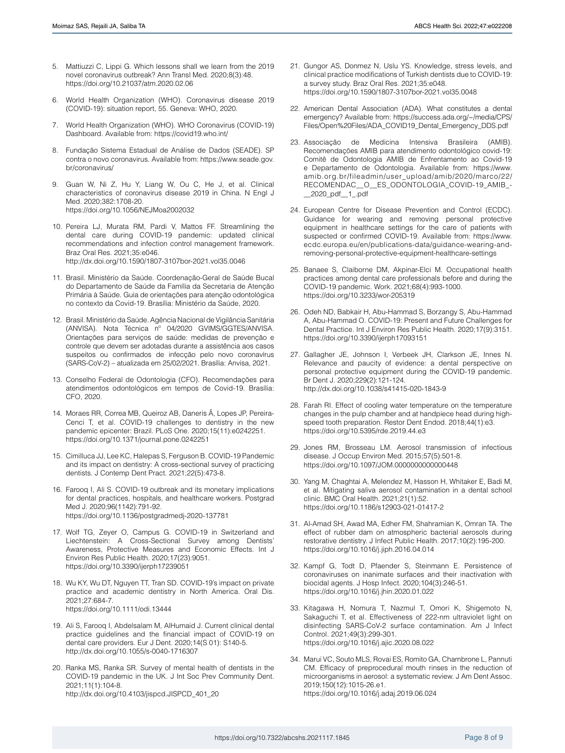5. Mattiuzzi C, Lippi G. Which lessons shall we learn from the 2019 novel coronavirus outbreak? Ann Transl Med. 2020;8(3):48. https://doi.org/10.21037/atm.2020.02.06

6. World Health Organization (WHO). Coronavirus disease 2019 (COVID-19): situation report, 55. Geneva: WHO, 2020.

7. World Health Organization (WHO). WHO Coronavirus (COVID-19) Dashboard. Available from: https://covid19.who.int/

8. Fundação Sistema Estadual de Análise de Dados (SEADE). SP contra o novo coronavirus. Available from: https://www.seade.gov.br/coronavirus/

9. Guan W, Ni Z, Hu Y, Liang W, Ou C, He J, et al. Clinical characteristics of coronavirus disease 2019 in China. N Engl J Med. 2020;382:1708-20. https://doi.org/10.1056/NEJMoa2002032

10. Pereira LJ, Murata RM, Pardi V, Mattos FF. Streamlining the dental care during COVID-19 pandemic: updated clinical recommendations and infection control management framework. Braz Oral Res. 2021;35:e046. http://dx.doi.org/10.1590/1807-3107bor-2021.vol35.0046

11. Brasil. Ministério da Saúde. Coordenação-Geral de Saúde Bucal do Departamento de Saúde da Família da Secretaria de Atenção Primária à Saúde. Guia de orientações para atenção odontológica no contexto da Covid-19. Brasília: Ministério da Saúde, 2020.

12. Brasil. Ministério da Saúde. Agência Nacional de Vigilância Sanitária (ANVISA). Nota Técnica nº 04/2020 GVIMS/GGTES/ANVISA. Orientações para serviços de saúde: medidas de prevenção e controle que devem ser adotadas durante a assistência aos casos suspeitos ou confirmados de infecção pelo novo coronavírus (SARS-CoV-2) – atualizada em 25/02/2021. Brasília: Anvisa, 2021.

13. Conselho Federal de Odontologia (CFO). Recomendações para atendimentos odontológicos em tempos de Covid-19. Brasília: CFO, 2020.

14. Moraes RR, Correa MB, Queiroz AB, Daneris Â, Lopes JP, Pereira-Cenci T, et al. COVID-19 challenges to dentistry in the new pandemic epicenter: Brazil. PLoS One. 2020;15(11):e0242251. https://doi.org/10.1371/journal.pone.0242251

15. Cimilluca JJ, Lee KC, Halepas S, Ferguson B. COVID-19 Pandemic and its impact on dentistry: A cross-sectional survey of practicing dentists. J Contemp Dent Pract. 2021;22(5):473-8.

16. Farooq I, Ali S. COVID-19 outbreak and its monetary implications for dental practices, hospitals, and healthcare workers. Postgrad Med J. 2020;96(1142):791-92. https://doi.org/10.1136/postgradmedj-2020-137781

17. Wolf TG, Zeyer O, Campus G. COVID-19 in Switzerland and Liechtenstein: A Cross-Sectional Survey among Dentists' Awareness, Protective Measures and Economic Effects. Int J Environ Res Public Health. 2020;17(23):9051. https://doi.org/10.3390/ijerph17239051

18. Wu KY, Wu DT, Nguyen TT, Tran SD. COVID-19's impact on private practice and academic dentistry in North America. Oral Dis. 2021;27:684-7. https://doi.org/10.1111/odi.13444

19. Ali S, Farooq I, Abdelsalam M, AlHumaid J. Current clinical dental practice guidelines and the financial impact of COVID-19 on dental care providers. Eur J Dent. 2020;14(S 01): S140-5. http://dx.doi.org/10.1055/s-0040-1716307

20. Ranka MS, Ranka SR. Survey of mental health of dentists in the COVID-19 pandemic in the UK. J Int Soc Prev Community Dent. 2021;11(1):104-8. http://dx.doi.org/10.4103/jispcd.JISPCD_401_20

21. Gungor AS, Donmez N, Uslu YS. Knowledge, stress levels, and clinical practice modifications of Turkish dentists due to COVID-19: a survey study. Braz Oral Res. 2021;35:e048. https://doi.org/10.1590/1807-3107bor-2021.vol35.0048

22. American Dental Association (ADA). What constitutes a dental emergency? Available from: https://success.ada.org/~/media/CPS/Files/Open%20Files/ADA_COVID19_Dental_Emergency_DDS.pdf

23. Associação de Medicina Intensiva Brasileira (AMIB). Recomendações AMIB para atendimento odontológico covid-19: Comitê de Odontologia AMIB de Enfrentamento ao Covid-19 e Departamento de Odontologia. Available from: https://www.amib.org.br/fileadmin/user_upload/amib/2020/marco/22/RECOMENDAC__O__ES_ODONTOLOGIA_COVID-19_AMIB_-__2020_pdf__1_.pdf

24. European Centre for Disease Prevention and Control (ECDC). Guidance for wearing and removing personal protective equipment in healthcare settings for the care of patients with suspected or confirmed COVID-19. Available from: https://www.ecdc.europa.eu/en/publications-data/guidance-wearing-and-removing-personal-protective-equipment-healthcare-settings

25. Banaee S, Claiborne DM, Akpinar-Elci M. Occupational health practices among dental care professionals before and during the COVID-19 pandemic. Work. 2021;68(4):993-1000. https://doi.org/10.3233/wor-205319

26. Odeh ND, Babkair H, Abu-Hammad S, Borzangy S, Abu-Hammad A, Abu-Hammad O. COVID-19: Present and Future Challenges for Dental Practice. Int J Environ Res Public Health. 2020;17(9):3151. https://doi.org/10.3390/ijerph17093151

27. Gallagher JE, Johnson I, Verbeek JH, Clarkson JE, Innes N. Relevance and paucity of evidence: a dental perspective on personal protective equipment during the COVID-19 pandemic. Br Dent J. 2020;229(2):121-124. http://dx.doi.org/10.1038/s41415-020-1843-9

28. Farah RI. Effect of cooling water temperature on the temperature changes in the pulp chamber and at handpiece head during high-speed tooth preparation. Restor Dent Endod. 2018;44(1):e3. https://doi.org/10.5395/rde.2019.44.e3

29. Jones RM, Brosseau LM. Aerosol transmission of infectious disease. J Occup Environ Med. 2015;57(5):501-8. https://doi.org/10.1097/JOM.0000000000000448

30. Yang M, Chaghtai A, Melendez M, Hasson H, Whitaker E, Badi M, et al. Mitigating saliva aerosol contamination in a dental school clinic. BMC Oral Health. 2021;21(1):52. https://doi.org/10.1186/s12903-021-01417-2

31. Al-Amad SH, Awad MA, Edher FM, Shahramian K, Omran TA. The effect of rubber dam on atmospheric bacterial aerosols during restorative dentistry. J Infect Public Health. 2017;10(2):195-200. https://doi.org/10.1016/j.jiph.2016.04.014

32. Kampf G, Todt D, Pfaender S, Steinmann E. Persistence of coronaviruses on inanimate surfaces and their inactivation with biocidal agents. J Hosp Infect. 2020;104(3):246-51. https://doi.org/10.1016/j.jhin.2020.01.022

33. Kitagawa H, Nomura T, Nazmul T, Omori K, Shigemoto N, Sakaguchi T, et al. Effectiveness of 222-nm ultraviolet light on disinfecting SARS-CoV-2 surface contamination. Am J Infect Control. 2021;49(3):299-301. https://doi.org/10.1016/j.ajic.2020.08.022

34. Marui VC, Souto MLS, Rovai ES, Romito GA, Chambrone L, Pannuti CM. Efficacy of preprocedural mouth rinses in the reduction of microorganisms in aerosol: a systematic review. J Am Dent Assoc. 2019;150(12):1015-26.e1. https://doi.org/10.1016/j.adaj.2019.06.024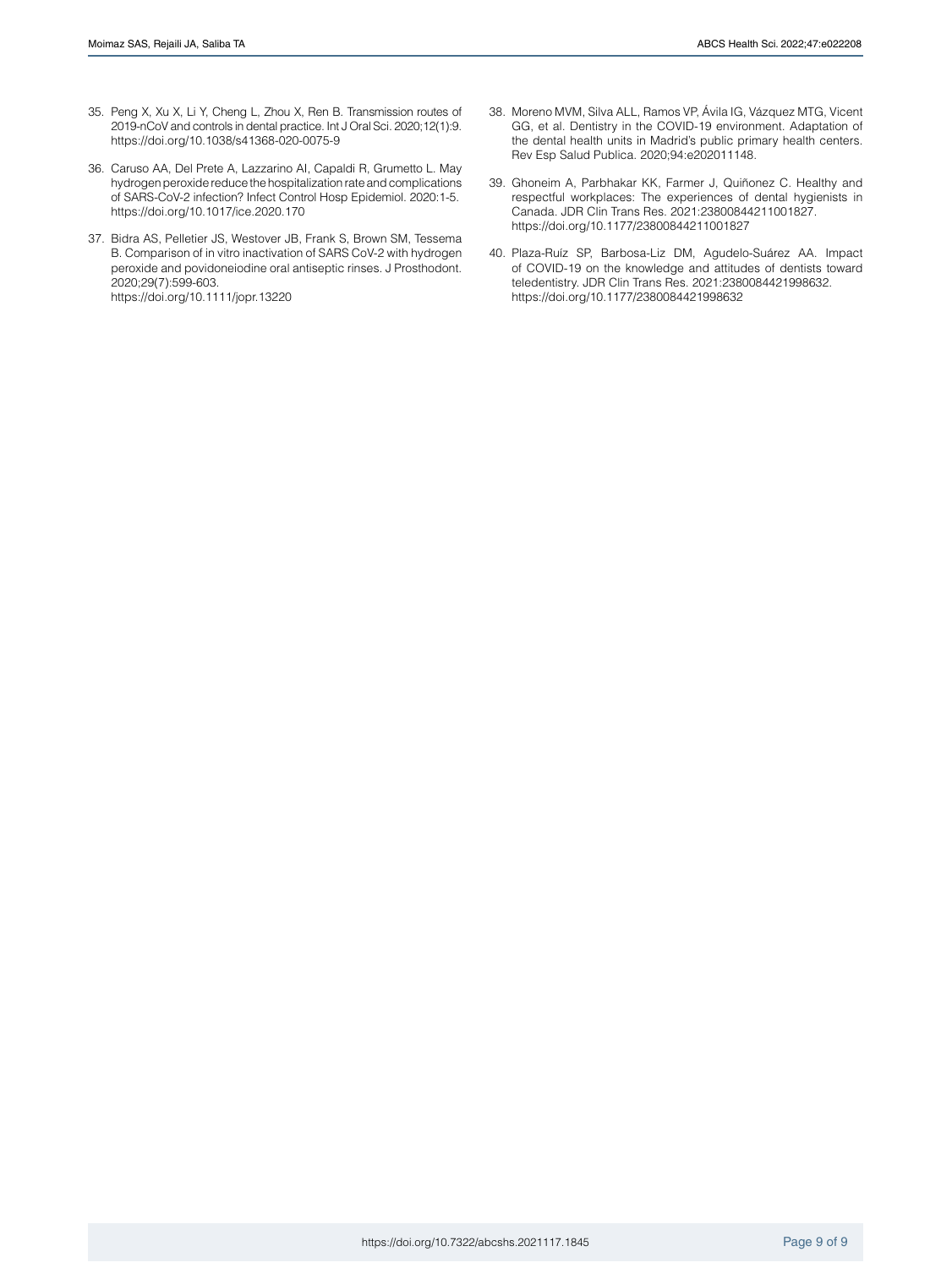35. Peng X, Xu X, Li Y, Cheng L, Zhou X, Ren B. Transmission routes of 2019-nCoV and controls in dental practice. Int J Oral Sci. 2020;12(1):9. https://doi.org/10.1038/s41368-020-0075-9

36. Caruso AA, Del Prete A, Lazzarino AI, Capaldi R, Grumetto L. May hydrogen peroxide reduce the hospitalization rate and complications of SARS-CoV-2 infection? Infect Control Hosp Epidemiol. 2020:1-5. https://doi.org/10.1017/ice.2020.170

37. Bidra AS, Pelletier JS, Westover JB, Frank S, Brown SM, Tessema B. Comparison of in vitro inactivation of SARS CoV-2 with hydrogen peroxide and povidoneiodine oral antiseptic rinses. J Prosthodont. 2020;29(7):599-603. https://doi.org/10.1111/jopr.13220

38. Moreno MVM, Silva ALL, Ramos VP, Ávila IG, Vázquez MTG, Vicent GG, et al. Dentistry in the COVID-19 environment. Adaptation of the dental health units in Madrid's public primary health centers. Rev Esp Salud Publica. 2020;94:e202011148.

39. Ghoneim A, Parbhakar KK, Farmer J, Quiñonez C. Healthy and respectful workplaces: The experiences of dental hygienists in Canada. JDR Clin Trans Res. 2021:23800844211001827. https://doi.org/10.1177/23800844211001827

40. Plaza-Ruíz SP, Barbosa-Liz DM, Agudelo-Suárez AA. Impact of COVID-19 on the knowledge and attitudes of dentists toward teledentistry. JDR Clin Trans Res. 2021:2380084421998632. https://doi.org/10.1177/2380084421998632